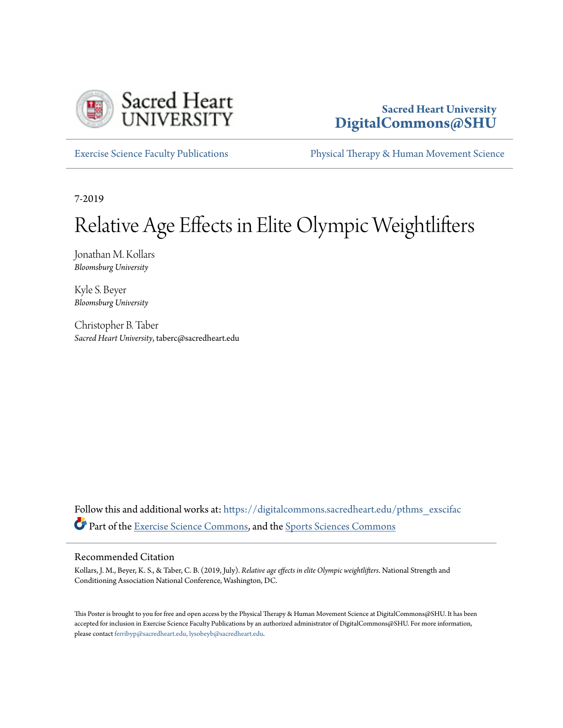Sacred Heart University
**DigitalCommons@SHU**

Exercise Science Faculty Publications | Physical Therapy & Human Movement Science

7-2019

# Relative Age Effects in Elite Olympic Weightlifters

Jonathan M. Kollars
*Bloomsburg University*

Kyle S. Beyer
*Bloomsburg University*

Christopher B. Taber
*Sacred Heart University*, taberc@sacredheart.edu

Follow this and additional works at: https://digitalcommons.sacredheart.edu/pthms_exscifac

Part of the Exercise Science Commons, and the Sports Sciences Commons

## Recommended Citation

Kollars, J. M., Beyer, K. S., & Taber, C. B. (2019, July). *Relative age effects in elite Olympic weightlifters*. National Strength and Conditioning Association National Conference, Washington, DC.

This Poster is brought to you for free and open access by the Physical Therapy & Human Movement Science at DigitalCommons@SHU. It has been accepted for inclusion in Exercise Science Faculty Publications by an authorized administrator of DigitalCommons@SHU. For more information, please contact ferribyp@sacredheart.edu, lysobeyb@sacredheart.edu.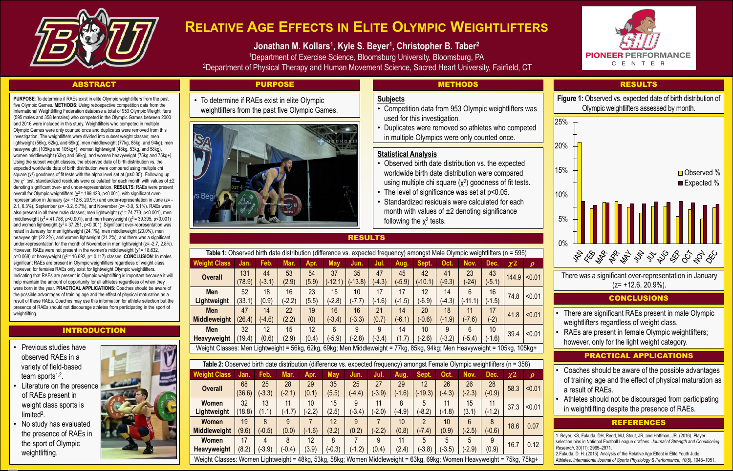# Relative Age Effects in Elite Olympic Weightlifters

**Jonathan M. Kollars[1], Kyle S. Beyer[1], Christopher B. Taber[2]**

[1]Department of Exercise Science, Bloomsburg University, Bloomsburg, PA

[2]Department of Physical Therapy and Human Movement Science, Sacred Heart University, Fairfield, CT

PIONEER PERFORMANCE CENTER

## ABSTRACT

**PURPOSE**: To determine if RAEs exist in elite Olympic weightlifters from the past five Olympic Games. **METHODS**: Using retrospective competition data from the International Weightlifting Federation database a total of 953 Olympic Weightlifters (595 males and 358 females) who competed in the Olympic Games between 2000 and 2016 were included in this study. Weightlifters who competed in multiple Olympic Games were only counted once and duplicates were removed from this investigation. The weightlifters were divided into subset weight classes; men lightweight (56kg, 62kg, and 69kg), men middleweight (77kg, 85kg, and 94kg), men heavyweight (105kg and 105kg+), women lightweight (48kg, 53kg, and 58kg), women middleweight (63kg and 69kg), and women heavyweight (75kg and 75kg+). Using the subset weight classes, the observed date of birth distribution vs. the expected worldwide date of birth distribution were compared using multiple chi square ($\chi^2$) goodness of fit tests with the alpha level set at ($p \leq 0.05$). Following up the $\chi^2$ test, standardized residuals were calculated for each month with values of ±2 denoting significant over- and under-representation. **RESULTS**: RAEs were present overall for Olympic weightlifters ($\chi^2 = 189.428$, $p<0.001$), with significant over-representation in January (z= +12.6, 20.9%) and under-representation in June (z= -2.1, 6.3%), September (z= -3.2, 5.7%), and November (z= -3.0, 5.1%). RAEs were also present in all three male classes; men lightweight ($\chi^2 = 74.773$, $p<0.001$), men middleweight ($\chi^2 = 41.786$, $p<0.001$), and men heavyweight ($\chi^2 = 39.395$, $p<0.001$) and women lightweight ($\chi^2 = 37.251$, $p<0.001$). Significant over-representation was noted in January for men lightweight (24.1%), men middleweight (20.0%), men heavyweight (22.2%), and women lightweight (21.2%), and there was a significant under-representation for the month of November in men lightweight (z= -2.7, 2.8%). However, RAEs were not present in the women's middleweight ($\chi^2 = 18.632$, $p=0.068$) or heavyweight ($\chi^2 = 16.692$, $p= 0.117$) classes. **CONCLUSION**: In males significant RAEs are present in Olympic weightlifters regardless of weight class. However, for females RAEs only exist for lightweight Olympic weightlifters. Indicating that RAEs are present in Olympic weightlifting is important because it will help maintain the amount of opportunity for all athletes regardless of when they were born in the year. **PRACTICAL APPLICATIONS**: Coaches should be aware of the possible advantages of training age and the effect of physical maturation as a result of these RAEs. Coaches may use this information for athlete selection but the presence of RAEs should not discourage athletes from participating in the sport of weightlifting.

## INTRODUCTION

- Previous studies have observed RAEs in a variety of field-based team sports[1,2].
- Literature on the presence of RAEs present in weight class sports is limited[2].
- No study has evaluated the presence of RAEs in the sport of Olympic weightlifting.

## PURPOSE

- To determine if RAEs exist in elite Olympic weightlifters from the past five Olympic Games.

## METHODS

### Subjects

- Competition data from 953 Olympic weightlifters was used for this investigation.
- Duplicates were removed so athletes who competed in multiple Olympics were only counted once.

### Statistical Analysis

- Observed birth date distribution vs. the expected worldwide birth date distribution were compared using multiple chi square ($\chi^2$) goodness of fit tests.
- The level of significance was set at $p<0.05$.
- Standardized residuals were calculated for each month with values of ±2 denoting significance following the $\chi^2$ tests.

## RESULTS

**Table 1:** Observed birth date distribution (difference vs. expected frequency) amongst Male Olympic weightlifters (n = 595)

| Weight Class | Jan. | Feb. | Mar. | Apr. | May | Jun. | Jul. | Aug. | Sept. | Oct. | Nov. | Dec. | $\chi^2$ | $p$ |
|---|---|---|---|---|---|---|---|---|---|---|---|---|---|---|
| Overall | 131 (78.9) | 44 (-3.1) | 53 (2.9) | 54 (5.9) | 37 (-12.1) | 35 (-13.8) | 47 (-4.3) | 45 (-5.9) | 42 (-10.1) | 41 (-9.3) | 23 (-24) | 43 (-5.1) | 144.9 | <0.01 |
| Men Lightweight | 52 (33.1) | 18 (0.9) | 16 (-2.2) | 23 (5.5) | 15 (-2.8) | 10 (-7.7) | 17 (-1.6) | 17 (-1.5) | 12 (-6.9) | 14 (-4.3) | 6 (-11.1) | 16 (-1.5) | 74.8 | <0.01 |
| Men Middleweight | 47 (26.4) | 14 (-4.6) | 22 (2.2) | 19 (0) | 16 (-3.4) | 16 (-3.3) | 21 (0.7) | 14 (-6.1) | 20 (-0.6) | 18 (-1.9) | 11 (-7.6) | 17 (-2) | 41.8 | <0.01 |
| Men Heavyweight | 32 (19.4) | 12 (0.6) | 15 (2.9) | 12 (0.4) | 6 (-5.9) | 9 (-2.8) | 9 (-3.4) | 14 (1.7) | 10 (-2.6) | 9 (-3.2) | 6 (-5.4) | 10 (-1.6) | 39.4 | <0.01 |

Weight Classes: Men Lightweight = 56kg, 62kg, 69kg; Men Middleweight = 77kg, 85kg, 94kg; Men Heavyweight = 105kg, 105kg+

**Table 2:** Observed birth date distribution (difference vs. expected frequency) amongst Female Olympic weightlifters (n = 358)

| Weight Class | Jan. | Feb. | Mar. | Apr. | May | Jun. | Jul. | Aug. | Sept. | Oct. | Nov. | Dec. | $\chi^2$ | $p$ |
|---|---|---|---|---|---|---|---|---|---|---|---|---|---|---|
| Overall | 68 (36.6) | 25 (-3.3) | 28 (-2.1) | 29 (0.1) | 35 (5.5) | 25 (-4.4) | 27 (-3.9) | 29 (-1.6) | 12 (-19.3) | 26 (-4.3) | 26 (-2.3) | 28 (-0.9) | 58.3 | <0.01 |
| Women Lightweight | 32 (18.8) | 13 (1.1) | 11 (-1.7) | 10 (-2.2) | 15 (2.5) | 9 (-3.4) | 11 (-2.0) | 8 (-4.9) | 5 (-8.2) | 11 (-1.8) | 15 (3.1) | 11 (-1.2) | 37.3 | <0.01 |
| Women Middleweight | 19 (9.6) | 8 (-0.5) | 9 (0.0) | 7 (-1.6) | 12 (3.2) | 9 (0.2) | 7 (-2.2) | 10 (0.8) | 2 (-7.4) | 10 (0.9) | 6 (-2.5) | 8 (-0.6) | 18.6 | 0.07 |
| Women Heavyweight | 17 (8.2) | 4 (-3.9) | 8 (-0.4) | 12 (3.9) | 8 (-0.3) | 7 (-1.2) | 9 (0.4) | 11 (2.4) | 5 (-3.8) | 5 (-3.5) | 5 (-2.9) | 9 (0.9) | 16.7 | 0.12 |

Weight Classes: Women Lightweight = 48kg, 53kg, 58kg; Women Middleweight = 63kg, 69kg; Women Heavyweight = 75kg, 75kg+

**Figure 1:** Observed vs. expected date of birth distribution of Olympic weightlifters assessed by month.

25%
20%
15%
10%
5%
0%

Observed %
Expected %

JAN FEB MAR APR MAY JUN JUL AUG SEP OCT NOV DEC

There was a significant over-representation in January (z= +12.6, 20.9%).

## CONCLUSIONS

- There are significant RAEs present in male Olympic weightlifters regardless of weight class.
- RAEs are present in female Olympic weightlifters; however, only for the light weight category.

## PRACTICAL APPLICATIONS

- Coaches should be aware of the possible advantages of training age and the effect of physical maturation as a result of RAEs.
- Athletes should not be discouraged from participating in weightlifting despite the presence of RAEs.

## REFERENCES

1. Beyer, KS, Fukuda, DH, Redd, MJ, Stout, JR, and Hoffman, JR. (2016). Player selection bias in National Football League draftees. *Journal of Strength and Conditioning Research*, 30(11): 2965–2971.
2. Fukuda, D. H. (2015). Analysis of the Relative Age Effect in Elite Youth Judo Athletes. *International Journal of Sports Physiology & Performance, 10*(8), 1048–1051.